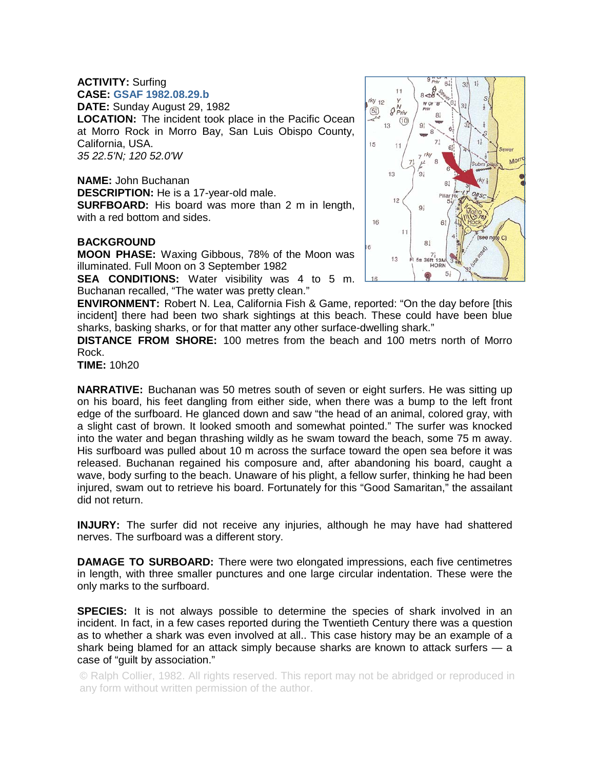**ACTIVITY:** Surfing
**CASE:** GSAF 1982.08.29.b
**DATE:** Sunday August 29, 1982
**LOCATION:** The incident took place in the Pacific Ocean at Morro Rock in Morro Bay, San Luis Obispo County, California, USA.
*35 22.5'N; 120 52.0'W*

**NAME:** John Buchanan
**DESCRIPTION:** He is a 17-year-old male.
**SURFBOARD:** His board was more than 2 m in length, with a red bottom and sides.

**BACKGROUND**
**MOON PHASE:** Waxing Gibbous, 78% of the Moon was illuminated. Full Moon on 3 September 1982
**SEA CONDITIONS:** Water visibility was 4 to 5 m. Buchanan recalled, "The water was pretty clean."
**ENVIRONMENT:** Robert N. Lea, California Fish & Game, reported: "On the day before [this incident] there had been two shark sightings at this beach. These could have been blue sharks, basking sharks, or for that matter any other surface-dwelling shark."
**DISTANCE FROM SHORE:** 100 metres from the beach and 100 metrs north of Morro Rock.
**TIME:** 10h20

**NARRATIVE:** Buchanan was 50 metres south of seven or eight surfers. He was sitting up on his board, his feet dangling from either side, when there was a bump to the left front edge of the surfboard. He glanced down and saw "the head of an animal, colored gray, with a slight cast of brown. It looked smooth and somewhat pointed." The surfer was knocked into the water and began thrashing wildly as he swam toward the beach, some 75 m away. His surfboard was pulled about 10 m across the surface toward the open sea before it was released. Buchanan regained his composure and, after abandoning his board, caught a wave, body surfing to the beach. Unaware of his plight, a fellow surfer, thinking he had been injured, swam out to retrieve his board. Fortunately for this "Good Samaritan," the assailant did not return.

**INJURY:** The surfer did not receive any injuries, although he may have had shattered nerves. The surfboard was a different story.

**DAMAGE TO SURBOARD:** There were two elongated impressions, each five centimetres in length, with three smaller punctures and one large circular indentation. These were the only marks to the surfboard.

**SPECIES:** It is not always possible to determine the species of shark involved in an incident. In fact, in a few cases reported during the Twentieth Century there was a question as to whether a shark was even involved at all.. This case history may be an example of a shark being blamed for an attack simply because sharks are known to attack surfers — a case of "guilt by association."

© Ralph Collier, 1982. All rights reserved. This report may not be abridged or reproduced in any form without written permission of the author.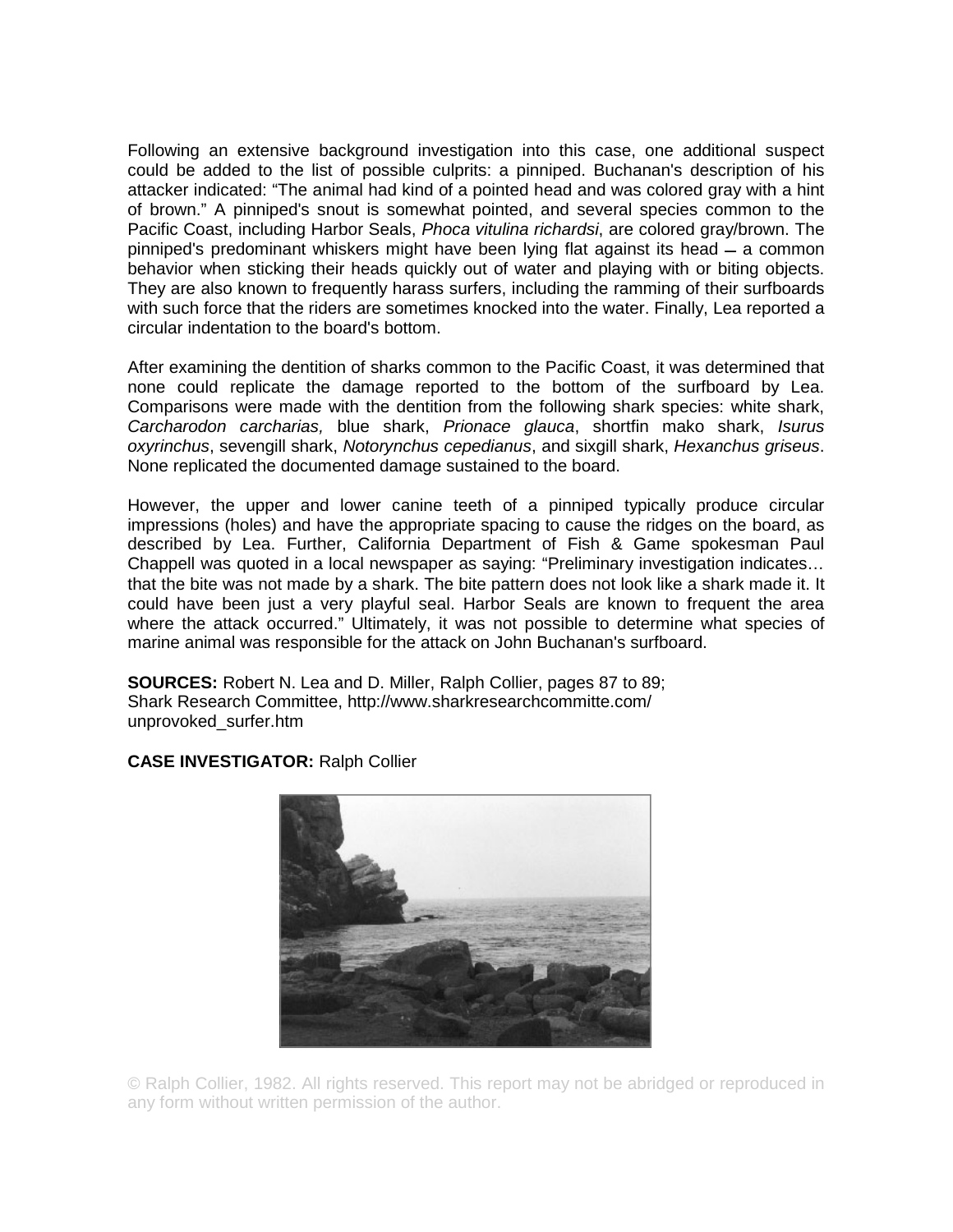Following an extensive background investigation into this case, one additional suspect could be added to the list of possible culprits: a pinniped. Buchanan's description of his attacker indicated: "The animal had kind of a pointed head and was colored gray with a hint of brown." A pinniped's snout is somewhat pointed, and several species common to the Pacific Coast, including Harbor Seals, *Phoca vitulina richardsi*, are colored gray/brown. The pinniped's predominant whiskers might have been lying flat against its head – a common behavior when sticking their heads quickly out of water and playing with or biting objects. They are also known to frequently harass surfers, including the ramming of their surfboards with such force that the riders are sometimes knocked into the water. Finally, Lea reported a circular indentation to the board's bottom.

After examining the dentition of sharks common to the Pacific Coast, it was determined that none could replicate the damage reported to the bottom of the surfboard by Lea. Comparisons were made with the dentition from the following shark species: white shark, *Carcharodon carcharias,* blue shark, *Prionace glauca*, shortfin mako shark, *Isurus oxyrinchus*, sevengill shark, *Notorynchus cepedianus*, and sixgill shark, *Hexanchus griseus*. None replicated the documented damage sustained to the board.

However, the upper and lower canine teeth of a pinniped typically produce circular impressions (holes) and have the appropriate spacing to cause the ridges on the board, as described by Lea. Further, California Department of Fish & Game spokesman Paul Chappell was quoted in a local newspaper as saying: "Preliminary investigation indicates… that the bite was not made by a shark. The bite pattern does not look like a shark made it. It could have been just a very playful seal. Harbor Seals are known to frequent the area where the attack occurred." Ultimately, it was not possible to determine what species of marine animal was responsible for the attack on John Buchanan's surfboard.

**SOURCES:** Robert N. Lea and D. Miller, Ralph Collier, pages 87 to 89;
Shark Research Committee, http://www.sharkresearchcommitte.com/unprovoked_surfer.htm

**CASE INVESTIGATOR:** Ralph Collier

© Ralph Collier, 1982. All rights reserved. This report may not be abridged or reproduced in any form without written permission of the author.